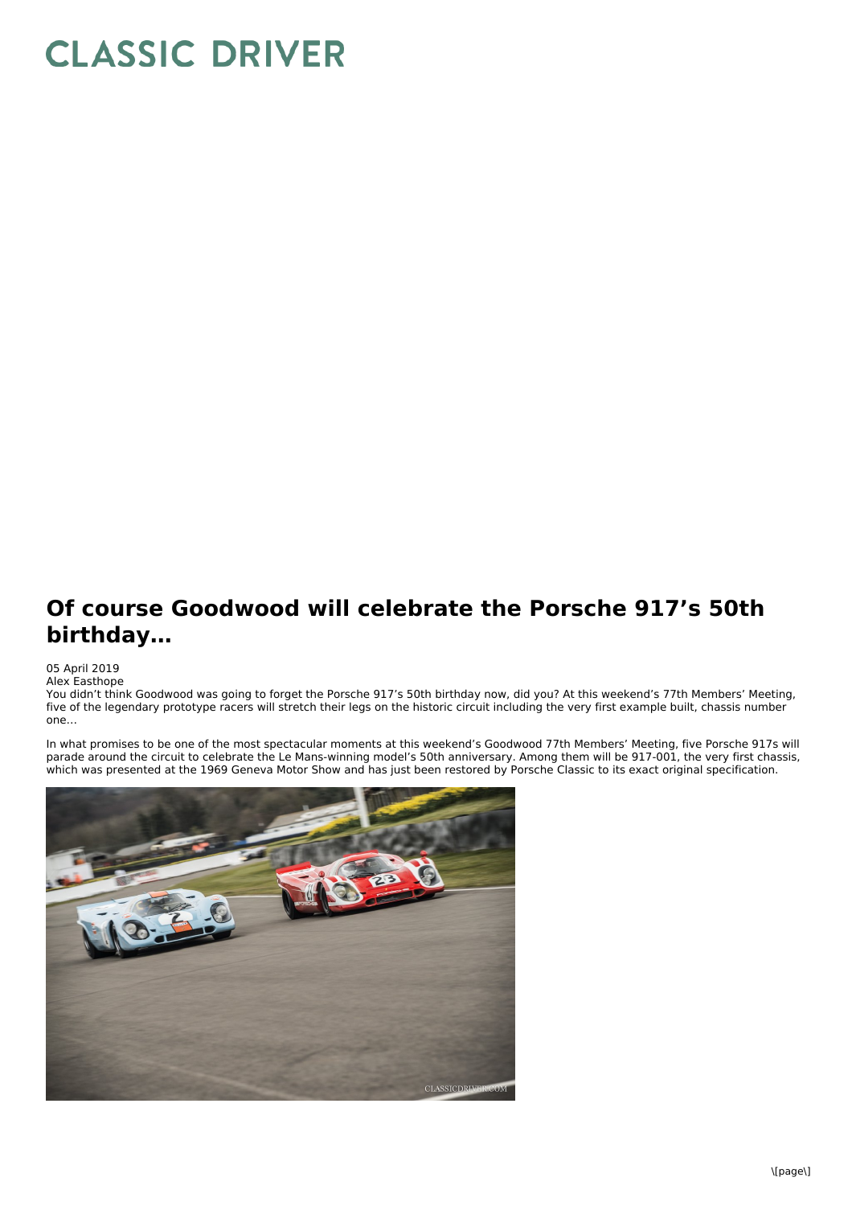# CLASSIC DRIVER

## Of course Goodwood will celebrate the Porsche 917’s 50th birthday…

05 April 2019
Alex Easthope

You didn’t think Goodwood was going to forget the Porsche 917’s 50th birthday now, did you? At this weekend’s 77th Members’ Meeting, five of the legendary prototype racers will stretch their legs on the historic circuit including the very first example built, chassis number one…

In what promises to be one of the most spectacular moments at this weekend’s Goodwood 77th Members’ Meeting, five Porsche 917s will parade around the circuit to celebrate the Le Mans-winning model’s 50th anniversary. Among them will be 917-001, the very first chassis, which was presented at the 1969 Geneva Motor Show and has just been restored by Porsche Classic to its exact original specification.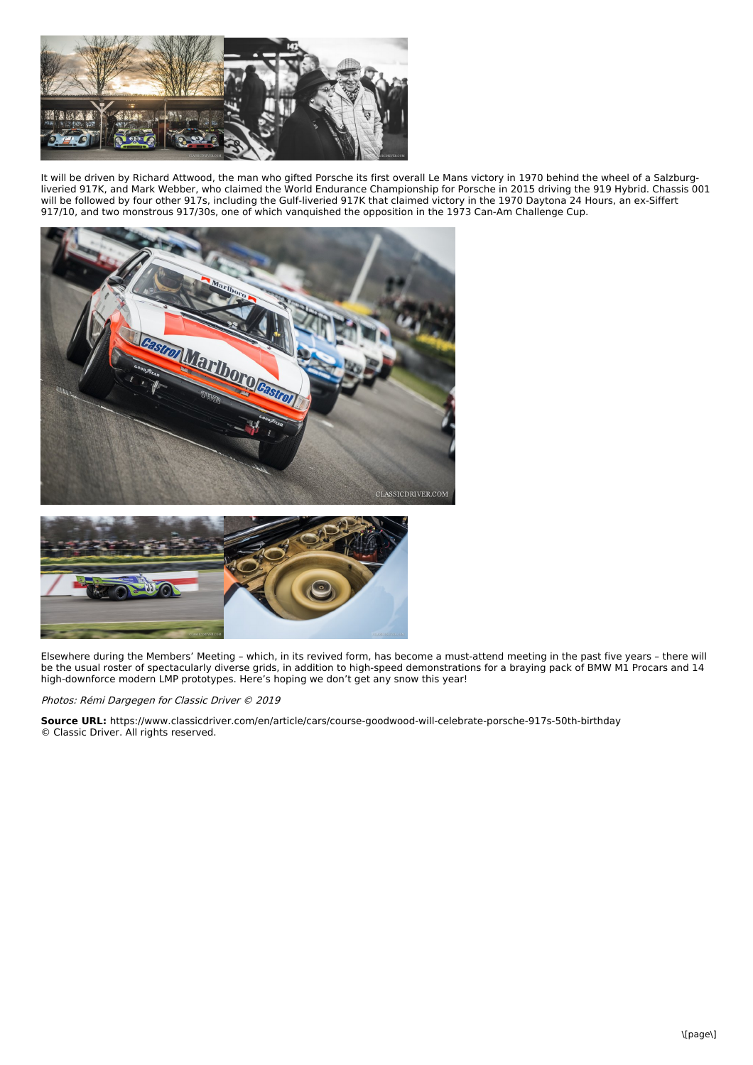It will be driven by Richard Attwood, the man who gifted Porsche its first overall Le Mans victory in 1970 behind the wheel of a Salzburg-liveried 917K, and Mark Webber, who claimed the World Endurance Championship for Porsche in 2015 driving the 919 Hybrid. Chassis 001 will be followed by four other 917s, including the Gulf-liveried 917K that claimed victory in the 1970 Daytona 24 Hours, an ex-Siffert 917/10, and two monstrous 917/30s, one of which vanquished the opposition in the 1973 Can-Am Challenge Cup.

Elsewhere during the Members' Meeting – which, in its revived form, has become a must-attend meeting in the past five years – there will be the usual roster of spectacularly diverse grids, in addition to high-speed demonstrations for a braying pack of BMW M1 Procars and 14 high-downforce modern LMP prototypes. Here's hoping we don't get any snow this year!

*Photos: Rémi Dargegen for Classic Driver © 2019*

**Source URL:** https://www.classicdriver.com/en/article/cars/course-goodwood-will-celebrate-porsche-917s-50th-birthday
© Classic Driver. All rights reserved.